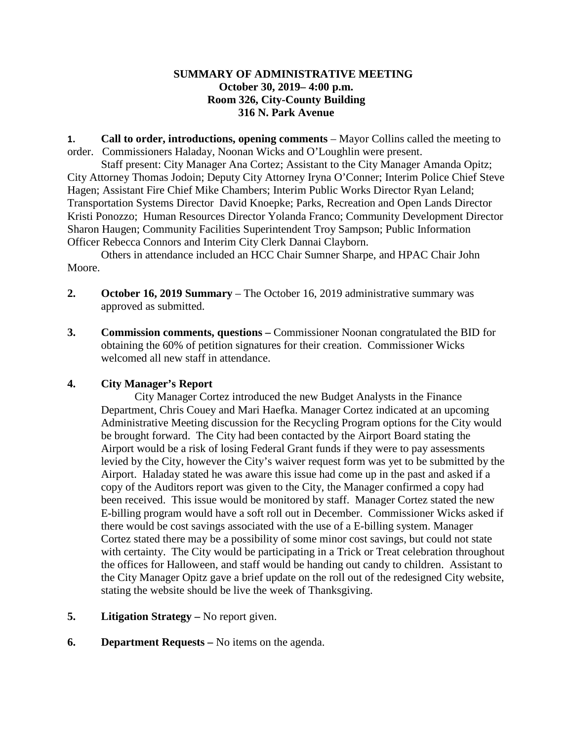**SUMMARY OF ADMINISTRATIVE MEETING**
**October 30, 2019– 4:00 p.m.**
**Room 326, City-County Building**
**316 N. Park Avenue**

**1. Call to order, introductions, opening comments** – Mayor Collins called the meeting to order. Commissioners Haladay, Noonan Wicks and O'Loughlin were present.

Staff present: City Manager Ana Cortez; Assistant to the City Manager Amanda Opitz; City Attorney Thomas Jodoin; Deputy City Attorney Iryna O'Conner; Interim Police Chief Steve Hagen; Assistant Fire Chief Mike Chambers; Interim Public Works Director Ryan Leland; Transportation Systems Director David Knoepke; Parks, Recreation and Open Lands Director Kristi Ponozzo; Human Resources Director Yolanda Franco; Community Development Director Sharon Haugen; Community Facilities Superintendent Troy Sampson; Public Information Officer Rebecca Connors and Interim City Clerk Dannai Clayborn.

Others in attendance included an HCC Chair Sumner Sharpe, and HPAC Chair John Moore.

**2. October 16, 2019 Summary** – The October 16, 2019 administrative summary was approved as submitted.

**3. Commission comments, questions –** Commissioner Noonan congratulated the BID for obtaining the 60% of petition signatures for their creation. Commissioner Wicks welcomed all new staff in attendance.

**4. City Manager's Report**

City Manager Cortez introduced the new Budget Analysts in the Finance Department, Chris Couey and Mari Haefka. Manager Cortez indicated at an upcoming Administrative Meeting discussion for the Recycling Program options for the City would be brought forward. The City had been contacted by the Airport Board stating the Airport would be a risk of losing Federal Grant funds if they were to pay assessments levied by the City, however the City's waiver request form was yet to be submitted by the Airport. Haladay stated he was aware this issue had come up in the past and asked if a copy of the Auditors report was given to the City, the Manager confirmed a copy had been received. This issue would be monitored by staff. Manager Cortez stated the new E-billing program would have a soft roll out in December. Commissioner Wicks asked if there would be cost savings associated with the use of a E-billing system. Manager Cortez stated there may be a possibility of some minor cost savings, but could not state with certainty. The City would be participating in a Trick or Treat celebration throughout the offices for Halloween, and staff would be handing out candy to children. Assistant to the City Manager Opitz gave a brief update on the roll out of the redesigned City website, stating the website should be live the week of Thanksgiving.

**5. Litigation Strategy –** No report given.

**6. Department Requests –** No items on the agenda.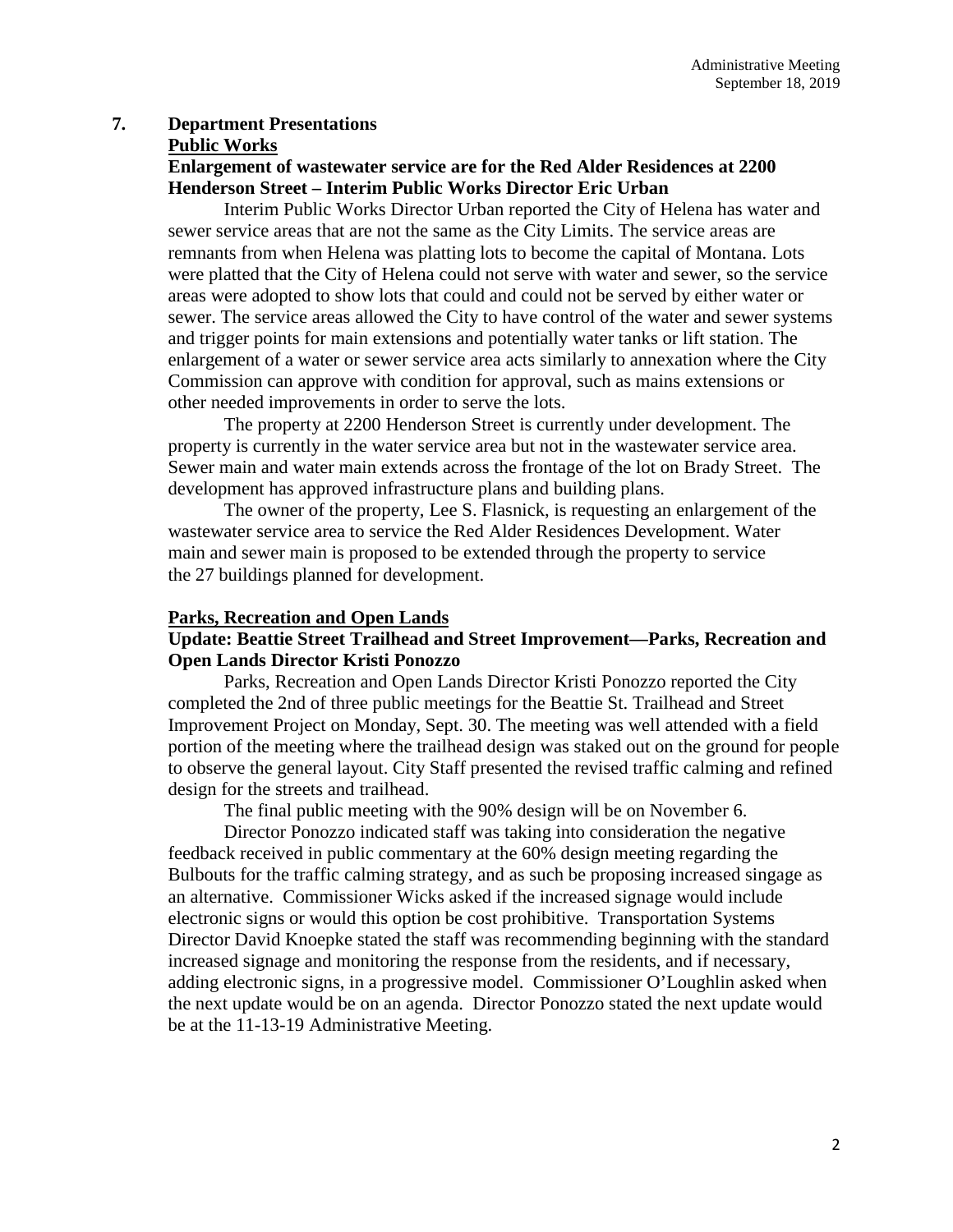## 7. Department Presentations

### Public Works

**Enlargement of wastewater service are for the Red Alder Residences at 2200 Henderson Street – Interim Public Works Director Eric Urban**

Interim Public Works Director Urban reported the City of Helena has water and sewer service areas that are not the same as the City Limits. The service areas are remnants from when Helena was platting lots to become the capital of Montana. Lots were platted that the City of Helena could not serve with water and sewer, so the service areas were adopted to show lots that could and could not be served by either water or sewer. The service areas allowed the City to have control of the water and sewer systems and trigger points for main extensions and potentially water tanks or lift station. The enlargement of a water or sewer service area acts similarly to annexation where the City Commission can approve with condition for approval, such as mains extensions or other needed improvements in order to serve the lots.

The property at 2200 Henderson Street is currently under development. The property is currently in the water service area but not in the wastewater service area. Sewer main and water main extends across the frontage of the lot on Brady Street. The development has approved infrastructure plans and building plans.

The owner of the property, Lee S. Flasnick, is requesting an enlargement of the wastewater service area to service the Red Alder Residences Development. Water main and sewer main is proposed to be extended through the property to service the 27 buildings planned for development.

### Parks, Recreation and Open Lands

**Update: Beattie Street Trailhead and Street Improvement—Parks, Recreation and Open Lands Director Kristi Ponozzo**

Parks, Recreation and Open Lands Director Kristi Ponozzo reported the City completed the 2nd of three public meetings for the Beattie St. Trailhead and Street Improvement Project on Monday, Sept. 30. The meeting was well attended with a field portion of the meeting where the trailhead design was staked out on the ground for people to observe the general layout. City Staff presented the revised traffic calming and refined design for the streets and trailhead.

The final public meeting with the 90% design will be on November 6.

Director Ponozzo indicated staff was taking into consideration the negative feedback received in public commentary at the 60% design meeting regarding the Bulbouts for the traffic calming strategy, and as such be proposing increased singage as an alternative. Commissioner Wicks asked if the increased signage would include electronic signs or would this option be cost prohibitive. Transportation Systems Director David Knoepke stated the staff was recommending beginning with the standard increased signage and monitoring the response from the residents, and if necessary, adding electronic signs, in a progressive model. Commissioner O'Loughlin asked when the next update would be on an agenda. Director Ponozzo stated the next update would be at the 11-13-19 Administrative Meeting.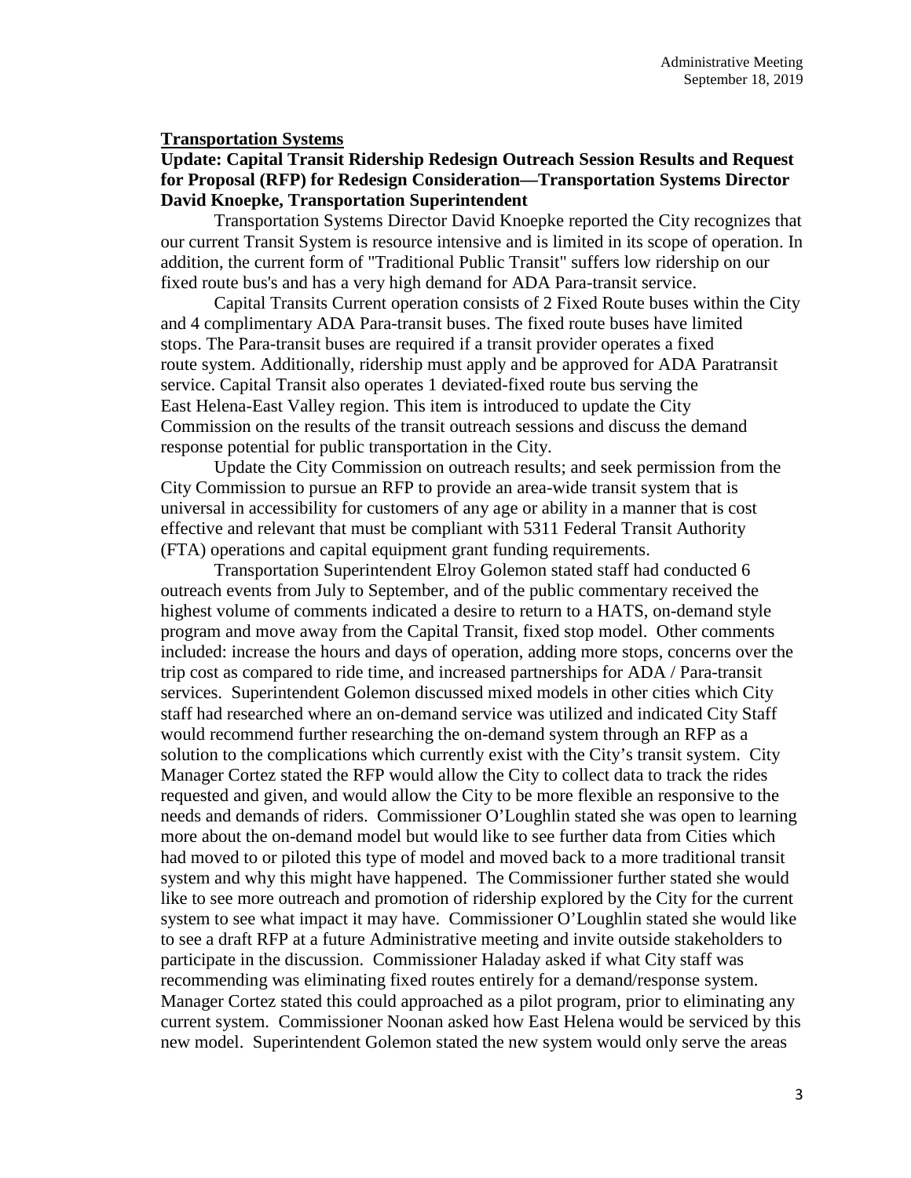**Transportation Systems**

**Update: Capital Transit Ridership Redesign Outreach Session Results and Request for Proposal (RFP) for Redesign Consideration—Transportation Systems Director David Knoepke, Transportation Superintendent**

Transportation Systems Director David Knoepke reported the City recognizes that our current Transit System is resource intensive and is limited in its scope of operation. In addition, the current form of "Traditional Public Transit" suffers low ridership on our fixed route bus's and has a very high demand for ADA Para-transit service.

Capital Transits Current operation consists of 2 Fixed Route buses within the City and 4 complimentary ADA Para-transit buses. The fixed route buses have limited stops. The Para-transit buses are required if a transit provider operates a fixed route system. Additionally, ridership must apply and be approved for ADA Paratransit service. Capital Transit also operates 1 deviated-fixed route bus serving the East Helena-East Valley region. This item is introduced to update the City Commission on the results of the transit outreach sessions and discuss the demand response potential for public transportation in the City.

Update the City Commission on outreach results; and seek permission from the City Commission to pursue an RFP to provide an area-wide transit system that is universal in accessibility for customers of any age or ability in a manner that is cost effective and relevant that must be compliant with 5311 Federal Transit Authority (FTA) operations and capital equipment grant funding requirements.

Transportation Superintendent Elroy Golemon stated staff had conducted 6 outreach events from July to September, and of the public commentary received the highest volume of comments indicated a desire to return to a HATS, on-demand style program and move away from the Capital Transit, fixed stop model. Other comments included: increase the hours and days of operation, adding more stops, concerns over the trip cost as compared to ride time, and increased partnerships for ADA / Para-transit services. Superintendent Golemon discussed mixed models in other cities which City staff had researched where an on-demand service was utilized and indicated City Staff would recommend further researching the on-demand system through an RFP as a solution to the complications which currently exist with the City's transit system. City Manager Cortez stated the RFP would allow the City to collect data to track the rides requested and given, and would allow the City to be more flexible an responsive to the needs and demands of riders. Commissioner O'Loughlin stated she was open to learning more about the on-demand model but would like to see further data from Cities which had moved to or piloted this type of model and moved back to a more traditional transit system and why this might have happened. The Commissioner further stated she would like to see more outreach and promotion of ridership explored by the City for the current system to see what impact it may have. Commissioner O'Loughlin stated she would like to see a draft RFP at a future Administrative meeting and invite outside stakeholders to participate in the discussion. Commissioner Haladay asked if what City staff was recommending was eliminating fixed routes entirely for a demand/response system. Manager Cortez stated this could approached as a pilot program, prior to eliminating any current system. Commissioner Noonan asked how East Helena would be serviced by this new model. Superintendent Golemon stated the new system would only serve the areas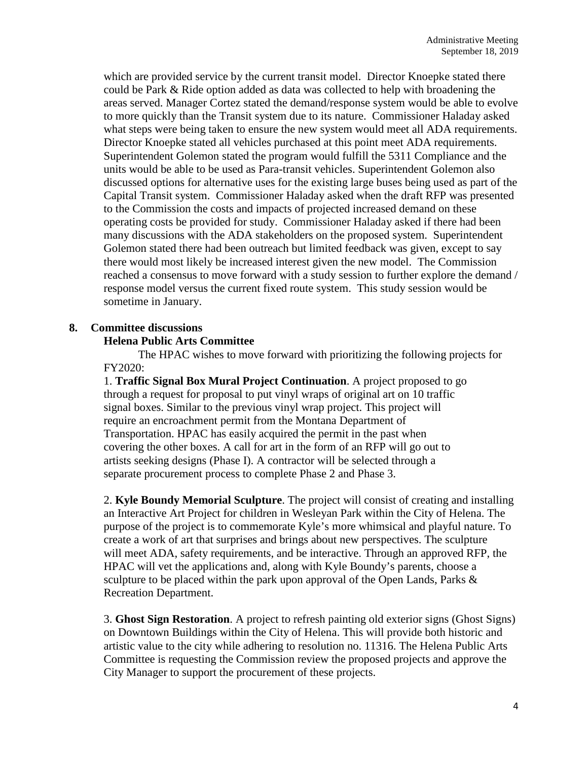which are provided service by the current transit model. Director Knoepke stated there could be Park & Ride option added as data was collected to help with broadening the areas served. Manager Cortez stated the demand/response system would be able to evolve to more quickly than the Transit system due to its nature. Commissioner Haladay asked what steps were being taken to ensure the new system would meet all ADA requirements. Director Knoepke stated all vehicles purchased at this point meet ADA requirements. Superintendent Golemon stated the program would fulfill the 5311 Compliance and the units would be able to be used as Para-transit vehicles. Superintendent Golemon also discussed options for alternative uses for the existing large buses being used as part of the Capital Transit system. Commissioner Haladay asked when the draft RFP was presented to the Commission the costs and impacts of projected increased demand on these operating costs be provided for study. Commissioner Haladay asked if there had been many discussions with the ADA stakeholders on the proposed system. Superintendent Golemon stated there had been outreach but limited feedback was given, except to say there would most likely be increased interest given the new model. The Commission reached a consensus to move forward with a study session to further explore the demand / response model versus the current fixed route system. This study session would be sometime in January.

**8. Committee discussions**

**Helena Public Arts Committee**

The HPAC wishes to move forward with prioritizing the following projects for FY2020:

1. **Traffic Signal Box Mural Project Continuation**. A project proposed to go through a request for proposal to put vinyl wraps of original art on 10 traffic signal boxes. Similar to the previous vinyl wrap project. This project will require an encroachment permit from the Montana Department of Transportation. HPAC has easily acquired the permit in the past when covering the other boxes. A call for art in the form of an RFP will go out to artists seeking designs (Phase I). A contractor will be selected through a separate procurement process to complete Phase 2 and Phase 3.

2. **Kyle Boundy Memorial Sculpture**. The project will consist of creating and installing an Interactive Art Project for children in Wesleyan Park within the City of Helena. The purpose of the project is to commemorate Kyle's more whimsical and playful nature. To create a work of art that surprises and brings about new perspectives. The sculpture will meet ADA, safety requirements, and be interactive. Through an approved RFP, the HPAC will vet the applications and, along with Kyle Boundy's parents, choose a sculpture to be placed within the park upon approval of the Open Lands, Parks & Recreation Department.

3. **Ghost Sign Restoration**. A project to refresh painting old exterior signs (Ghost Signs) on Downtown Buildings within the City of Helena. This will provide both historic and artistic value to the city while adhering to resolution no. 11316. The Helena Public Arts Committee is requesting the Commission review the proposed projects and approve the City Manager to support the procurement of these projects.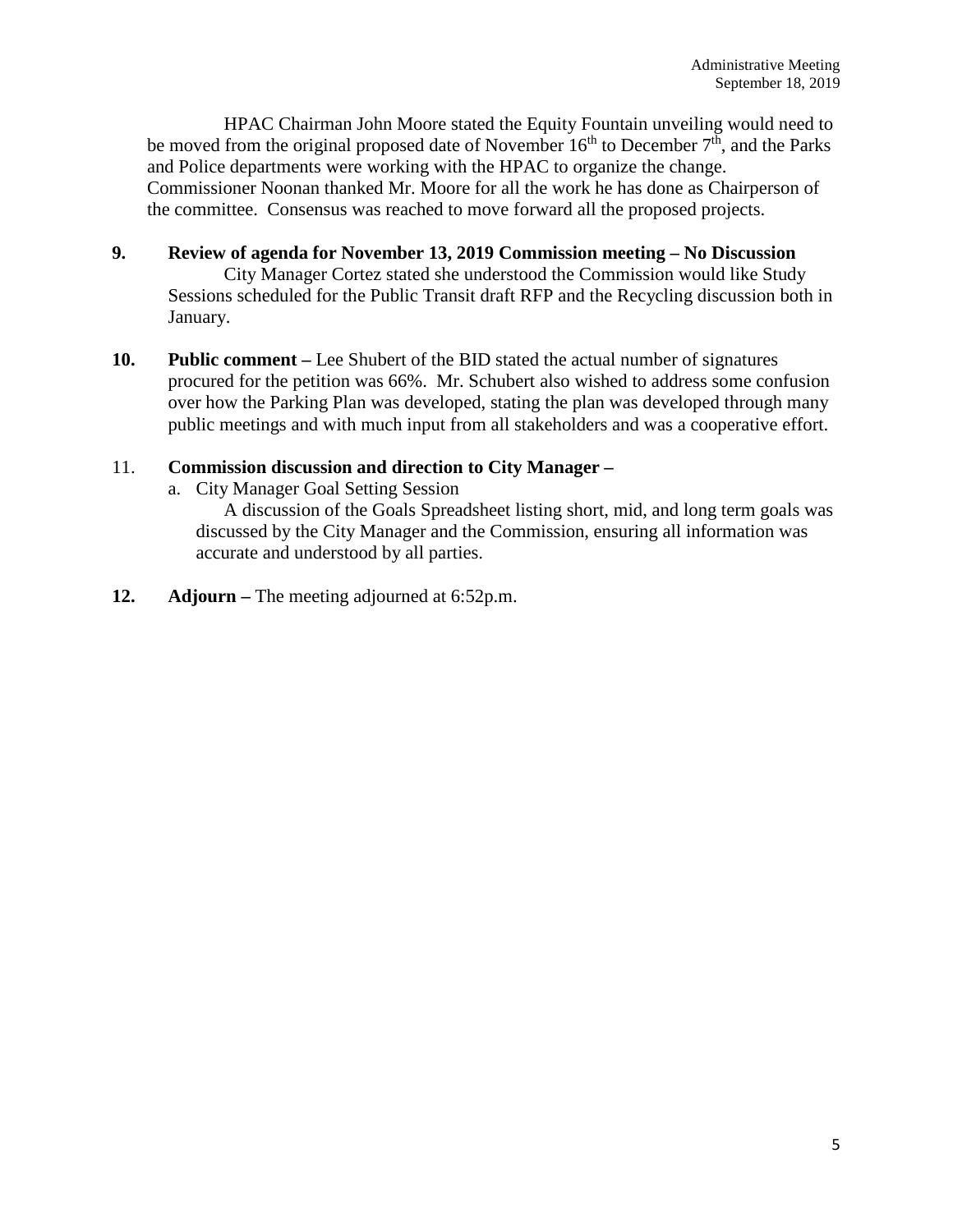HPAC Chairman John Moore stated the Equity Fountain unveiling would need to be moved from the original proposed date of November 16th to December 7th, and the Parks and Police departments were working with the HPAC to organize the change. Commissioner Noonan thanked Mr. Moore for all the work he has done as Chairperson of the committee. Consensus was reached to move forward all the proposed projects.

**9. Review of agenda for November 13, 2019 Commission meeting – No Discussion**

City Manager Cortez stated she understood the Commission would like Study Sessions scheduled for the Public Transit draft RFP and the Recycling discussion both in January.

**10. Public comment –** Lee Shubert of the BID stated the actual number of signatures procured for the petition was 66%. Mr. Schubert also wished to address some confusion over how the Parking Plan was developed, stating the plan was developed through many public meetings and with much input from all stakeholders and was a cooperative effort.

11. **Commission discussion and direction to City Manager –**

a. City Manager Goal Setting Session

A discussion of the Goals Spreadsheet listing short, mid, and long term goals was discussed by the City Manager and the Commission, ensuring all information was accurate and understood by all parties.

**12. Adjourn –** The meeting adjourned at 6:52p.m.